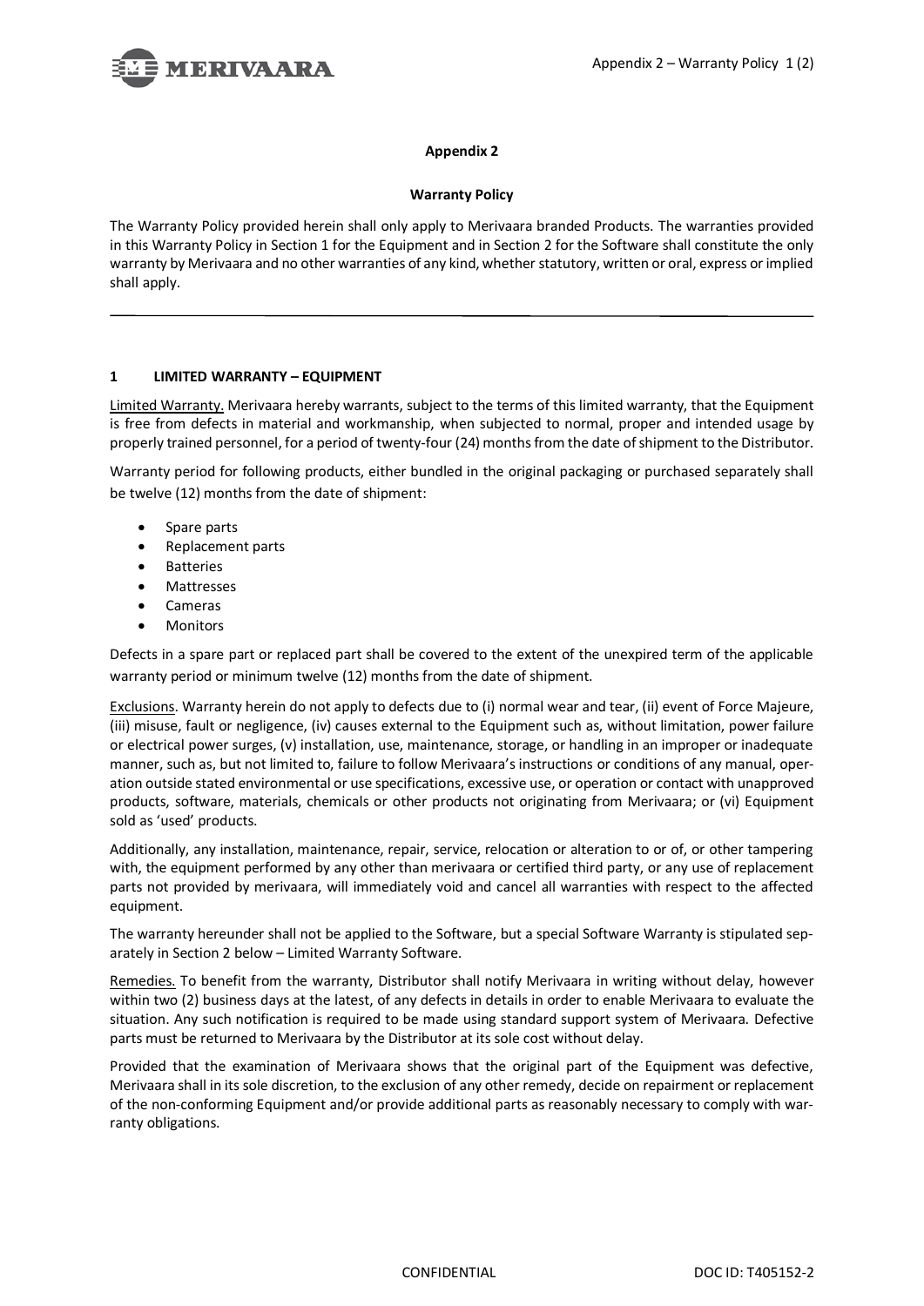**Appendix 2**

**Warranty Policy**

The Warranty Policy provided herein shall only apply to Merivaara branded Products. The warranties provided in this Warranty Policy in Section 1 for the Equipment and in Section 2 for the Software shall constitute the only warranty by Merivaara and no other warranties of any kind, whether statutory, written or oral, express or implied shall apply.

---

## 1 LIMITED WARRANTY – EQUIPMENT

Limited Warranty. Merivaara hereby warrants, subject to the terms of this limited warranty, that the Equipment is free from defects in material and workmanship, when subjected to normal, proper and intended usage by properly trained personnel, for a period of twenty-four (24) months from the date of shipment to the Distributor.

Warranty period for following products, either bundled in the original packaging or purchased separately shall be twelve (12) months from the date of shipment:

- Spare parts
- Replacement parts
- Batteries
- Mattresses
- Cameras
- Monitors

Defects in a spare part or replaced part shall be covered to the extent of the unexpired term of the applicable warranty period or minimum twelve (12) months from the date of shipment.

Exclusions. Warranty herein do not apply to defects due to (i) normal wear and tear, (ii) event of Force Majeure, (iii) misuse, fault or negligence, (iv) causes external to the Equipment such as, without limitation, power failure or electrical power surges, (v) installation, use, maintenance, storage, or handling in an improper or inadequate manner, such as, but not limited to, failure to follow Merivaara's instructions or conditions of any manual, operation outside stated environmental or use specifications, excessive use, or operation or contact with unapproved products, software, materials, chemicals or other products not originating from Merivaara; or (vi) Equipment sold as 'used' products.

Additionally, any installation, maintenance, repair, service, relocation or alteration to or of, or other tampering with, the equipment performed by any other than merivaara or certified third party, or any use of replacement parts not provided by merivaara, will immediately void and cancel all warranties with respect to the affected equipment.

The warranty hereunder shall not be applied to the Software, but a special Software Warranty is stipulated separately in Section 2 below – Limited Warranty Software.

Remedies. To benefit from the warranty, Distributor shall notify Merivaara in writing without delay, however within two (2) business days at the latest, of any defects in details in order to enable Merivaara to evaluate the situation. Any such notification is required to be made using standard support system of Merivaara. Defective parts must be returned to Merivaara by the Distributor at its sole cost without delay.

Provided that the examination of Merivaara shows that the original part of the Equipment was defective, Merivaara shall in its sole discretion, to the exclusion of any other remedy, decide on repairment or replacement of the non-conforming Equipment and/or provide additional parts as reasonably necessary to comply with warranty obligations.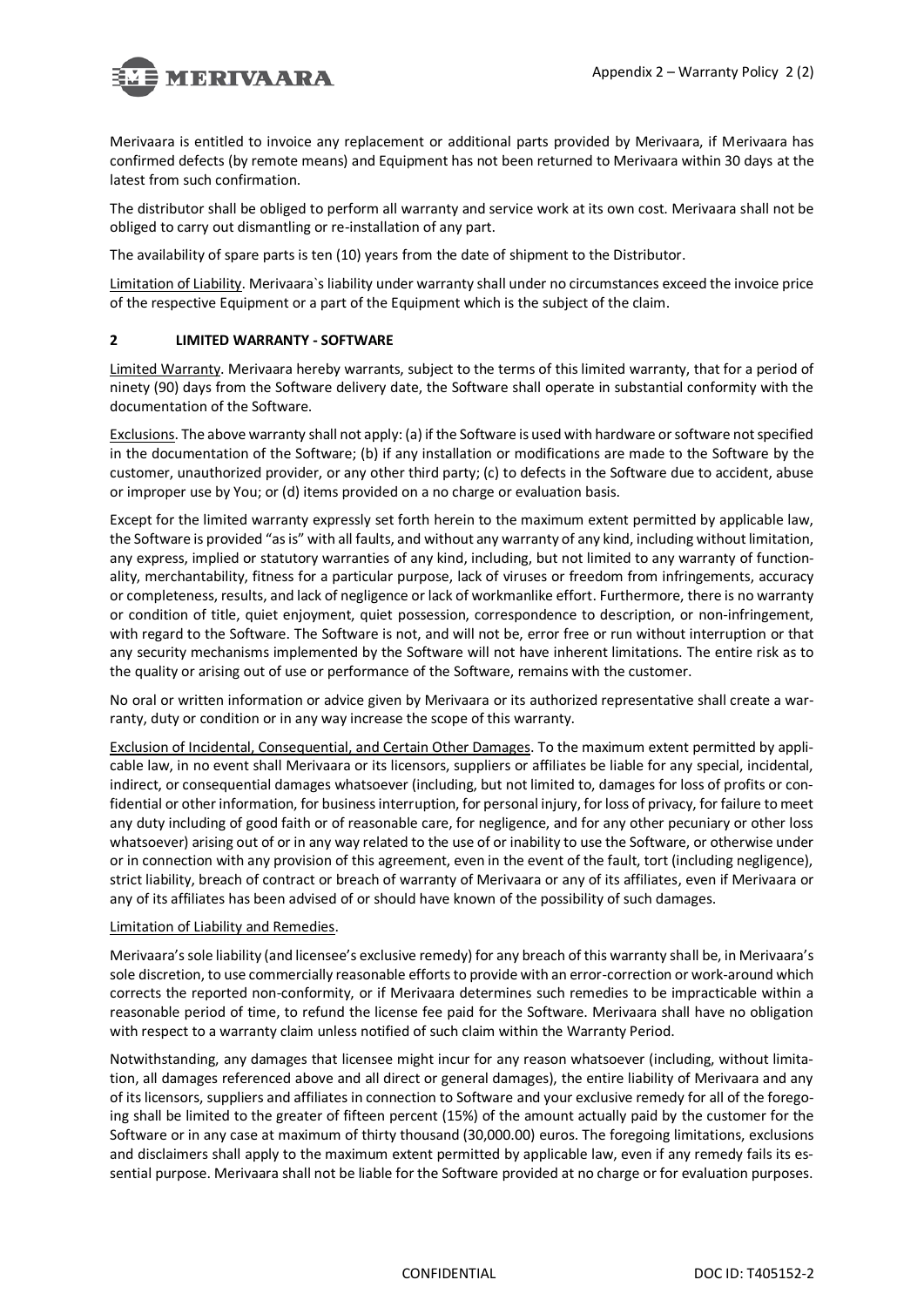Merivaara is entitled to invoice any replacement or additional parts provided by Merivaara, if Merivaara has confirmed defects (by remote means) and Equipment has not been returned to Merivaara within 30 days at the latest from such confirmation.

The distributor shall be obliged to perform all warranty and service work at its own cost. Merivaara shall not be obliged to carry out dismantling or re-installation of any part.

The availability of spare parts is ten (10) years from the date of shipment to the Distributor.

Limitation of Liability. Merivaara`s liability under warranty shall under no circumstances exceed the invoice price of the respective Equipment or a part of the Equipment which is the subject of the claim.

## 2 LIMITED WARRANTY - SOFTWARE

Limited Warranty. Merivaara hereby warrants, subject to the terms of this limited warranty, that for a period of ninety (90) days from the Software delivery date, the Software shall operate in substantial conformity with the documentation of the Software.

Exclusions. The above warranty shall not apply: (a) if the Software is used with hardware or software not specified in the documentation of the Software; (b) if any installation or modifications are made to the Software by the customer, unauthorized provider, or any other third party; (c) to defects in the Software due to accident, abuse or improper use by You; or (d) items provided on a no charge or evaluation basis.

Except for the limited warranty expressly set forth herein to the maximum extent permitted by applicable law, the Software is provided "as is" with all faults, and without any warranty of any kind, including without limitation, any express, implied or statutory warranties of any kind, including, but not limited to any warranty of functionality, merchantability, fitness for a particular purpose, lack of viruses or freedom from infringements, accuracy or completeness, results, and lack of negligence or lack of workmanlike effort. Furthermore, there is no warranty or condition of title, quiet enjoyment, quiet possession, correspondence to description, or non-infringement, with regard to the Software. The Software is not, and will not be, error free or run without interruption or that any security mechanisms implemented by the Software will not have inherent limitations. The entire risk as to the quality or arising out of use or performance of the Software, remains with the customer.

No oral or written information or advice given by Merivaara or its authorized representative shall create a warranty, duty or condition or in any way increase the scope of this warranty.

Exclusion of Incidental, Consequential, and Certain Other Damages. To the maximum extent permitted by applicable law, in no event shall Merivaara or its licensors, suppliers or affiliates be liable for any special, incidental, indirect, or consequential damages whatsoever (including, but not limited to, damages for loss of profits or confidential or other information, for business interruption, for personal injury, for loss of privacy, for failure to meet any duty including of good faith or of reasonable care, for negligence, and for any other pecuniary or other loss whatsoever) arising out of or in any way related to the use of or inability to use the Software, or otherwise under or in connection with any provision of this agreement, even in the event of the fault, tort (including negligence), strict liability, breach of contract or breach of warranty of Merivaara or any of its affiliates, even if Merivaara or any of its affiliates has been advised of or should have known of the possibility of such damages.

Limitation of Liability and Remedies.

Merivaara's sole liability (and licensee's exclusive remedy) for any breach of this warranty shall be, in Merivaara's sole discretion, to use commercially reasonable efforts to provide with an error-correction or work-around which corrects the reported non-conformity, or if Merivaara determines such remedies to be impracticable within a reasonable period of time, to refund the license fee paid for the Software. Merivaara shall have no obligation with respect to a warranty claim unless notified of such claim within the Warranty Period.

Notwithstanding, any damages that licensee might incur for any reason whatsoever (including, without limitation, all damages referenced above and all direct or general damages), the entire liability of Merivaara and any of its licensors, suppliers and affiliates in connection to Software and your exclusive remedy for all of the foregoing shall be limited to the greater of fifteen percent (15%) of the amount actually paid by the customer for the Software or in any case at maximum of thirty thousand (30,000.00) euros. The foregoing limitations, exclusions and disclaimers shall apply to the maximum extent permitted by applicable law, even if any remedy fails its essential purpose. Merivaara shall not be liable for the Software provided at no charge or for evaluation purposes.